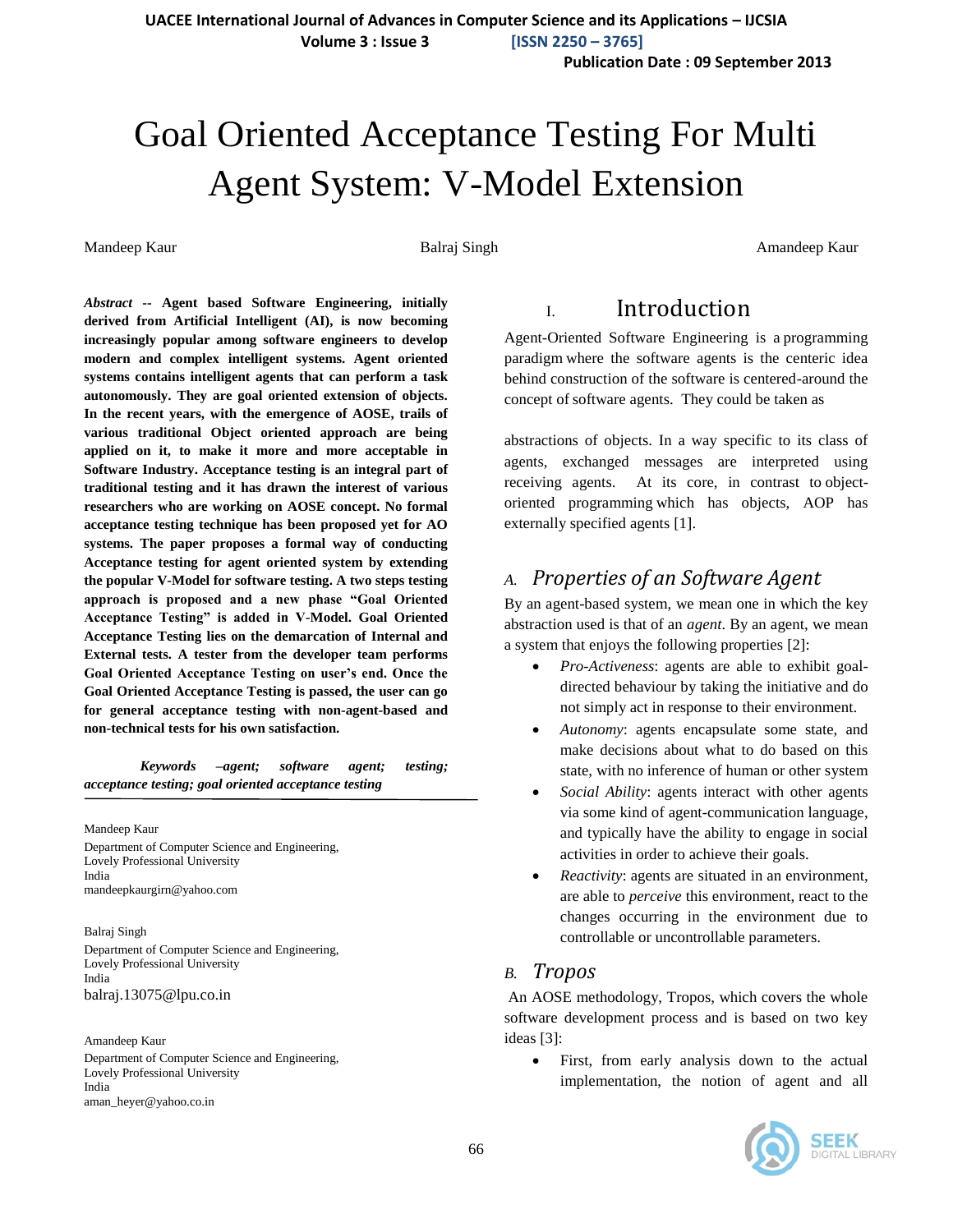# Goal Oriented Acceptance Testing For Multi Agent System: V-Model Extension

Mandeep Kaur, Balraj Singh, Amandeep Kaur

***Abstract* -- Agent based Software Engineering, initially derived from Artificial Intelligent (AI), is now becoming increasingly popular among software engineers to develop modern and complex intelligent systems. Agent oriented systems contains intelligent agents that can perform a task autonomously. They are goal oriented extension of objects. In the recent years, with the emergence of AOSE, trails of various traditional Object oriented approach are being applied on it, to make it more and more acceptable in Software Industry. Acceptance testing is an integral part of traditional testing and it has drawn the interest of various researchers who are working on AOSE concept. No formal acceptance testing technique has been proposed yet for AO systems. The paper proposes a formal way of conducting Acceptance testing for agent oriented system by extending the popular V-Model for software testing. A two steps testing approach is proposed and a new phase "Goal Oriented Acceptance Testing" is added in V-Model. Goal Oriented Acceptance Testing lies on the demarcation of Internal and External tests. A tester from the developer team performs Goal Oriented Acceptance Testing on user's end. Once the Goal Oriented Acceptance Testing is passed, the user can go for general acceptance testing with non-agent-based and non-technical tests for his own satisfaction.**

***Keywords –agent; software agent; testing; acceptance testing; goal oriented acceptance testing***

---

Mandeep Kaur
Department of Computer Science and Engineering,
Lovely Professional University
India
mandeepkaurgirn@yahoo.com

Balraj Singh
Department of Computer Science and Engineering,
Lovely Professional University
India
balraj.13075@lpu.co.in

Amandeep Kaur
Department of Computer Science and Engineering,
Lovely Professional University
India
aman_heyer@yahoo.co.in

## I. Introduction

Agent-Oriented Software Engineering is a programming paradigm where the software agents is the centeric idea behind construction of the software is centered-around the concept of software agents. They could be taken as abstractions of objects. In a way specific to its class of agents, exchanged messages are interpreted using receiving agents. At its core, in contrast to object-oriented programming which has objects, AOP has externally specified agents [1].

### *A. Properties of an Software Agent*

By an agent-based system, we mean one in which the key abstraction used is that of an *agent*. By an agent, we mean a system that enjoys the following properties [2]:

- *Pro-Activeness*: agents are able to exhibit goal-directed behaviour by taking the initiative and do not simply act in response to their environment.
- *Autonomy*: agents encapsulate some state, and make decisions about what to do based on this state, with no inference of human or other system
- *Social Ability*: agents interact with other agents via some kind of agent-communication language, and typically have the ability to engage in social activities in order to achieve their goals.
- *Reactivity*: agents are situated in an environment, are able to *perceive* this environment, react to the changes occurring in the environment due to controllable or uncontrollable parameters.

### *B. Tropos*

An AOSE methodology, Tropos, which covers the whole software development process and is based on two key ideas [3]:

- First, from early analysis down to the actual implementation, the notion of agent and all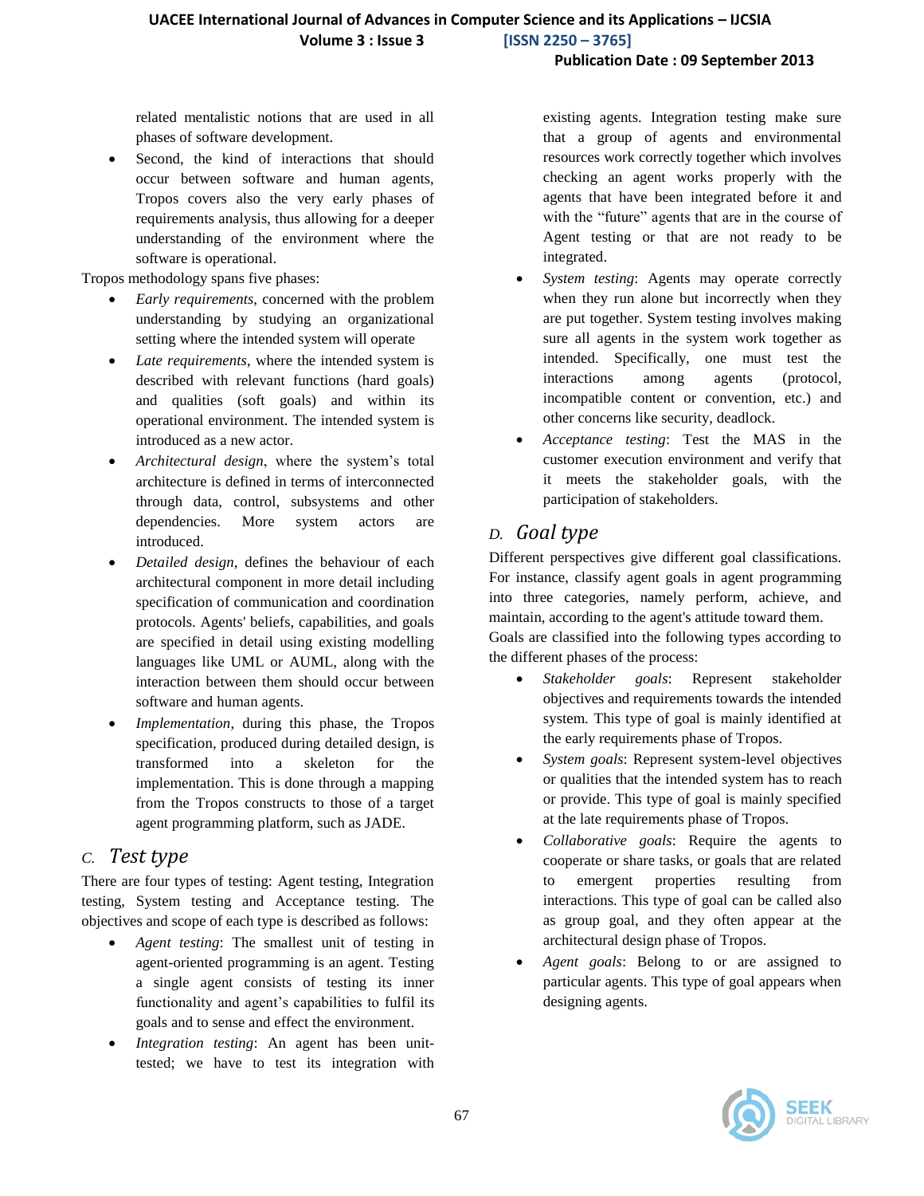related mentalistic notions that are used in all phases of software development.

- Second, the kind of interactions that should occur between software and human agents, Tropos covers also the very early phases of requirements analysis, thus allowing for a deeper understanding of the environment where the software is operational.

Tropos methodology spans five phases:

- *Early requirements*, concerned with the problem understanding by studying an organizational setting where the intended system will operate
- *Late requirements*, where the intended system is described with relevant functions (hard goals) and qualities (soft goals) and within its operational environment. The intended system is introduced as a new actor.
- *Architectural design*, where the system's total architecture is defined in terms of interconnected through data, control, subsystems and other dependencies. More system actors are introduced.
- *Detailed design*, defines the behaviour of each architectural component in more detail including specification of communication and coordination protocols. Agents' beliefs, capabilities, and goals are specified in detail using existing modelling languages like UML or AUML, along with the interaction between them should occur between software and human agents.
- *Implementation*, during this phase, the Tropos specification, produced during detailed design, is transformed into a skeleton for the implementation. This is done through a mapping from the Tropos constructs to those of a target agent programming platform, such as JADE.

## C. *Test type*

There are four types of testing: Agent testing, Integration testing, System testing and Acceptance testing. The objectives and scope of each type is described as follows:

- *Agent testing*: The smallest unit of testing in agent-oriented programming is an agent. Testing a single agent consists of testing its inner functionality and agent's capabilities to fulfil its goals and to sense and effect the environment.
- *Integration testing*: An agent has been unit-tested; we have to test its integration with existing agents. Integration testing make sure that a group of agents and environmental resources work correctly together which involves checking an agent works properly with the agents that have been integrated before it and with the "future" agents that are in the course of Agent testing or that are not ready to be integrated.
- *System testing*: Agents may operate correctly when they run alone but incorrectly when they are put together. System testing involves making sure all agents in the system work together as intended. Specifically, one must test the interactions among agents (protocol, incompatible content or convention, etc.) and other concerns like security, deadlock.
- *Acceptance testing*: Test the MAS in the customer execution environment and verify that it meets the stakeholder goals, with the participation of stakeholders.

## D. *Goal type*

Different perspectives give different goal classifications. For instance, classify agent goals in agent programming into three categories, namely perform, achieve, and maintain, according to the agent's attitude toward them.
Goals are classified into the following types according to the different phases of the process:

- *Stakeholder goals*: Represent stakeholder objectives and requirements towards the intended system. This type of goal is mainly identified at the early requirements phase of Tropos.
- *System goals*: Represent system-level objectives or qualities that the intended system has to reach or provide. This type of goal is mainly specified at the late requirements phase of Tropos.
- *Collaborative goals*: Require the agents to cooperate or share tasks, or goals that are related to emergent properties resulting from interactions. This type of goal can be called also as group goal, and they often appear at the architectural design phase of Tropos.
- *Agent goals*: Belong to or are assigned to particular agents. This type of goal appears when designing agents.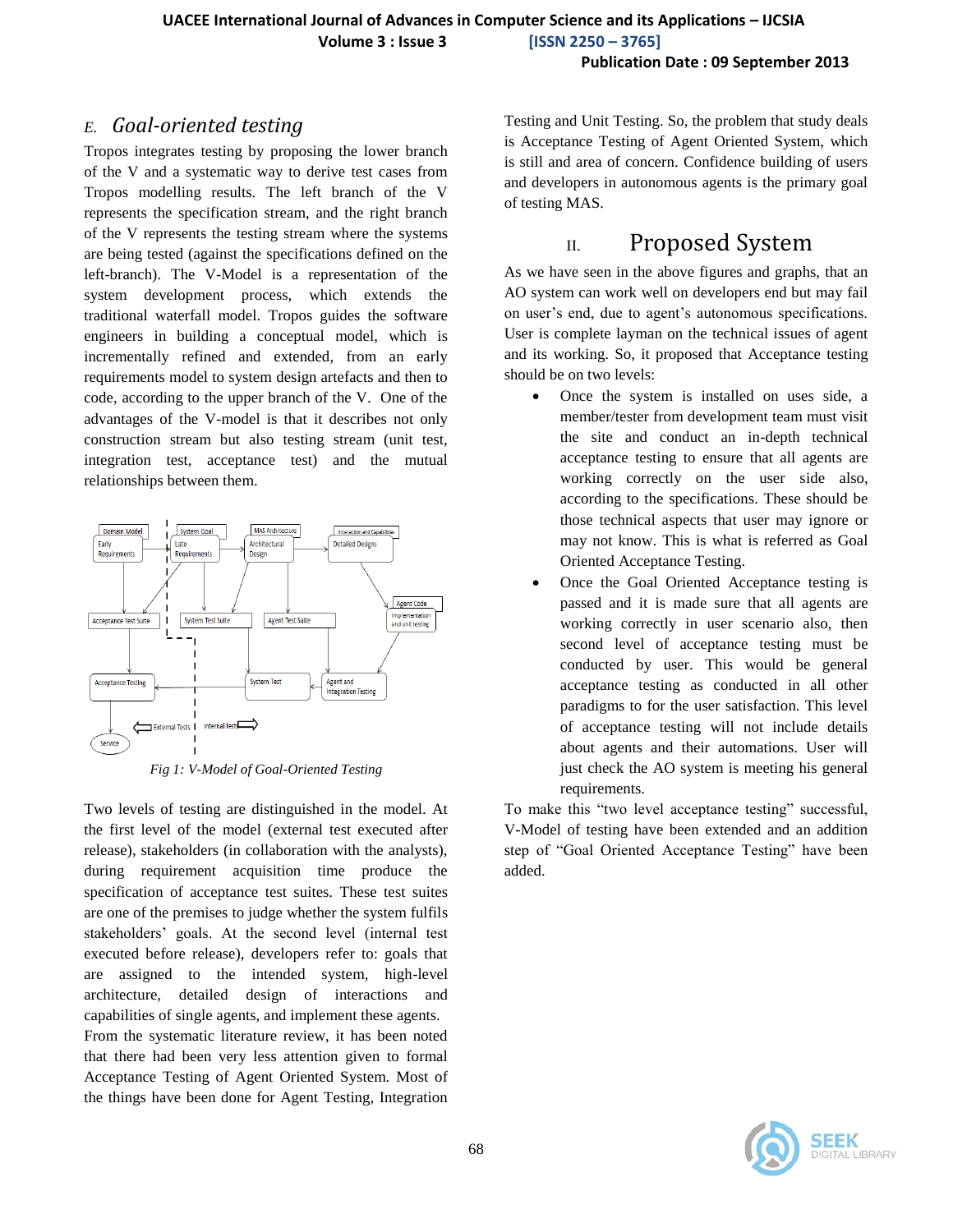### *E. Goal-oriented testing*

Tropos integrates testing by proposing the lower branch of the V and a systematic way to derive test cases from Tropos modelling results. The left branch of the V represents the specification stream, and the right branch of the V represents the testing stream where the systems are being tested (against the specifications defined on the left-branch). The V-Model is a representation of the system development process, which extends the traditional waterfall model. Tropos guides the software engineers in building a conceptual model, which is incrementally refined and extended, from an early requirements model to system design artefacts and then to code, according to the upper branch of the V. One of the advantages of the V-model is that it describes not only construction stream but also testing stream (unit test, integration test, acceptance test) and the mutual relationships between them.

*Fig 1: V-Model of Goal-Oriented Testing*

Two levels of testing are distinguished in the model. At the first level of the model (external test executed after release), stakeholders (in collaboration with the analysts), during requirement acquisition time produce the specification of acceptance test suites. These test suites are one of the premises to judge whether the system fulfils stakeholders' goals. At the second level (internal test executed before release), developers refer to: goals that are assigned to the intended system, high-level architecture, detailed design of interactions and capabilities of single agents, and implement these agents.

From the systematic literature review, it has been noted that there had been very less attention given to formal Acceptance Testing of Agent Oriented System. Most of the things have been done for Agent Testing, Integration Testing and Unit Testing. So, the problem that study deals is Acceptance Testing of Agent Oriented System, which is still and area of concern. Confidence building of users and developers in autonomous agents is the primary goal of testing MAS.

## II. Proposed System

As we have seen in the above figures and graphs, that an AO system can work well on developers end but may fail on user's end, due to agent's autonomous specifications. User is complete layman on the technical issues of agent and its working. So, it proposed that Acceptance testing should be on two levels:

- Once the system is installed on uses side, a member/tester from development team must visit the site and conduct an in-depth technical acceptance testing to ensure that all agents are working correctly on the user side also, according to the specifications. These should be those technical aspects that user may ignore or may not know. This is what is referred as Goal Oriented Acceptance Testing.
- Once the Goal Oriented Acceptance testing is passed and it is made sure that all agents are working correctly in user scenario also, then second level of acceptance testing must be conducted by user. This would be general acceptance testing as conducted in all other paradigms to for the user satisfaction. This level of acceptance testing will not include details about agents and their automations. User will just check the AO system is meeting his general requirements.

To make this "two level acceptance testing" successful, V-Model of testing have been extended and an addition step of "Goal Oriented Acceptance Testing" have been added.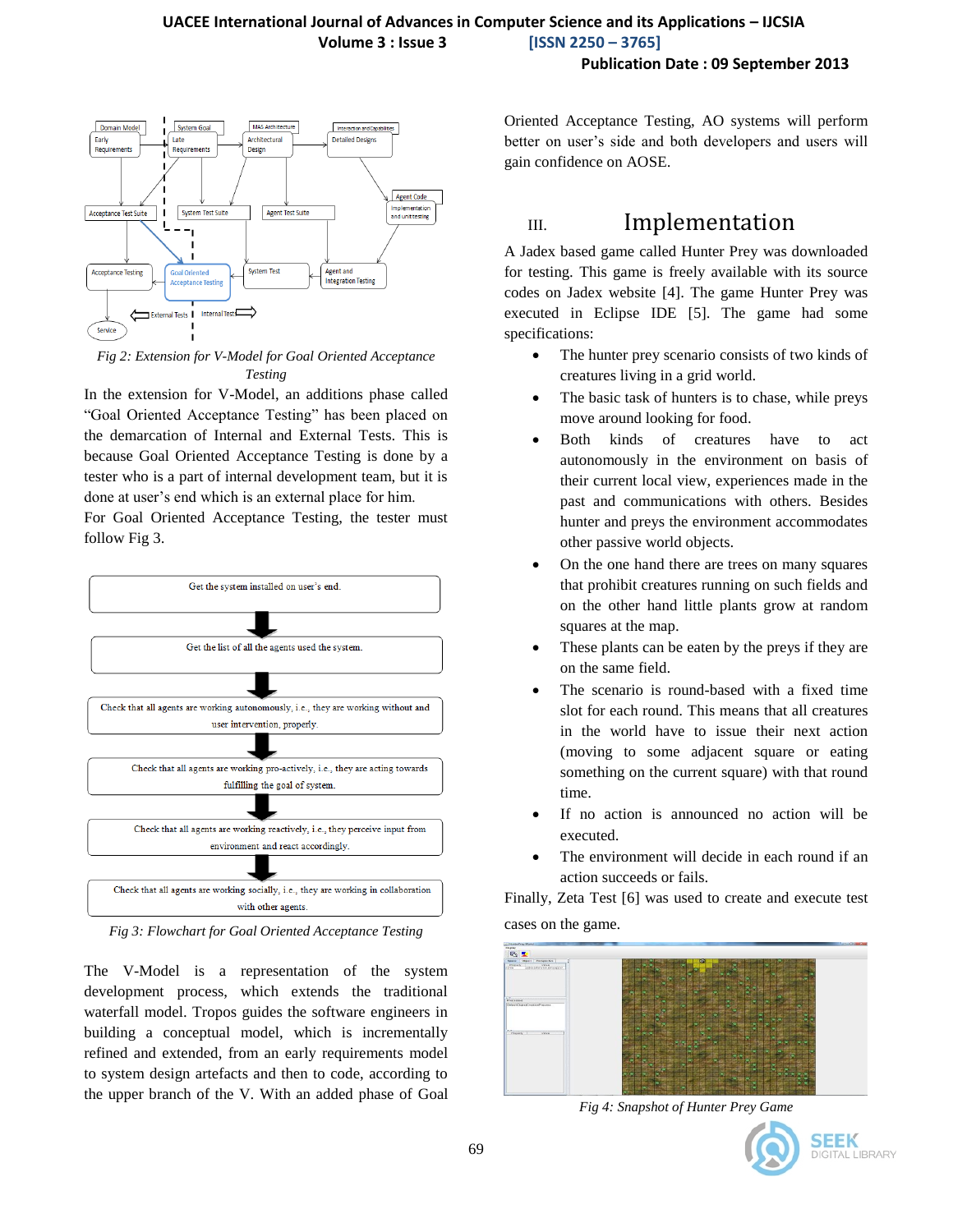Fig 2: Extension for V-Model for Goal Oriented Acceptance Testing

In the extension for V-Model, an additions phase called "Goal Oriented Acceptance Testing" has been placed on the demarcation of Internal and External Tests. This is because Goal Oriented Acceptance Testing is done by a tester who is a part of internal development team, but it is done at user's end which is an external place for him.

For Goal Oriented Acceptance Testing, the tester must follow Fig 3.

Fig 3: Flowchart for Goal Oriented Acceptance Testing

The V-Model is a representation of the system development process, which extends the traditional waterfall model. Tropos guides the software engineers in building a conceptual model, which is incrementally refined and extended, from an early requirements model to system design artefacts and then to code, according to the upper branch of the V. With an added phase of Goal Oriented Acceptance Testing, AO systems will perform better on user's side and both developers and users will gain confidence on AOSE.

## III. Implementation

A Jadex based game called Hunter Prey was downloaded for testing. This game is freely available with its source codes on Jadex website [4]. The game Hunter Prey was executed in Eclipse IDE [5]. The game had some specifications:

- The hunter prey scenario consists of two kinds of creatures living in a grid world.
- The basic task of hunters is to chase, while preys move around looking for food.
- Both kinds of creatures have to act autonomously in the environment on basis of their current local view, experiences made in the past and communications with others. Besides hunter and preys the environment accommodates other passive world objects.
- On the one hand there are trees on many squares that prohibit creatures running on such fields and on the other hand little plants grow at random squares at the map.
- These plants can be eaten by the preys if they are on the same field.
- The scenario is round-based with a fixed time slot for each round. This means that all creatures in the world have to issue their next action (moving to some adjacent square or eating something on the current square) with that round time.
- If no action is announced no action will be executed.
- The environment will decide in each round if an action succeeds or fails.

Finally, Zeta Test [6] was used to create and execute test cases on the game.

Fig 4: Snapshot of Hunter Prey Game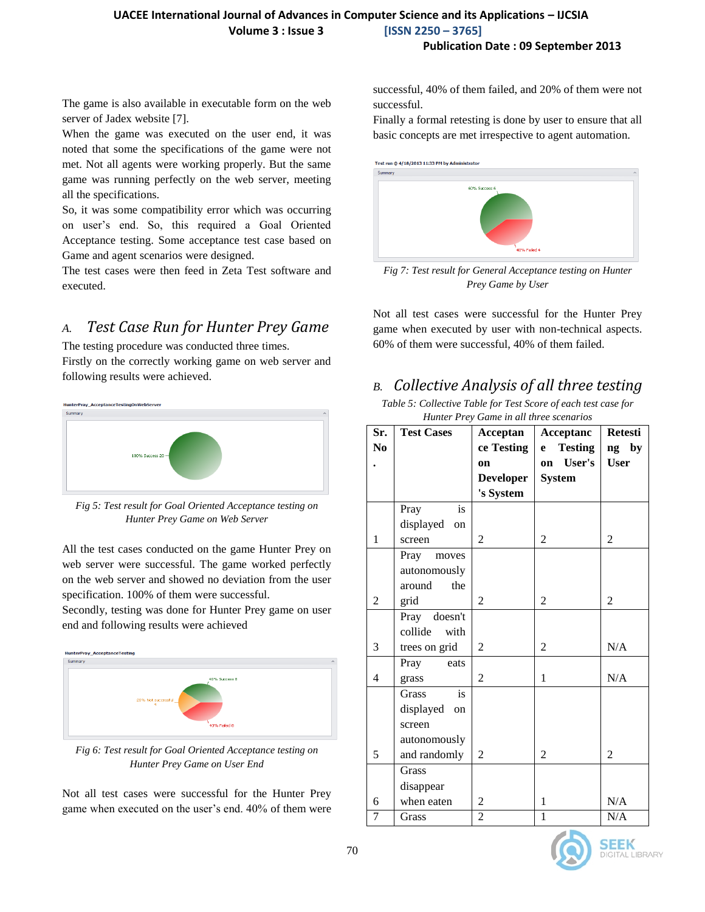The game is also available in executable form on the web server of Jadex website [7].

When the game was executed on the user end, it was noted that some the specifications of the game were not met. Not all agents were working properly. But the same game was running perfectly on the web server, meeting all the specifications.

So, it was some compatibility error which was occurring on user's end. So, this required a Goal Oriented Acceptance testing. Some acceptance test case based on Game and agent scenarios were designed.

The test cases were then feed in Zeta Test software and executed.

## A. Test Case Run for Hunter Prey Game

The testing procedure was conducted three times.

Firstly on the correctly working game on web server and following results were achieved.

*Fig 5: Test result for Goal Oriented Acceptance testing on Hunter Prey Game on Web Server*

All the test cases conducted on the game Hunter Prey on web server were successful. The game worked perfectly on the web server and showed no deviation from the user specification. 100% of them were successful.

Secondly, testing was done for Hunter Prey game on user end and following results were achieved

*Fig 6: Test result for Goal Oriented Acceptance testing on Hunter Prey Game on User End*

Not all test cases were successful for the Hunter Prey game when executed on the user's end. 40% of them were successful, 40% of them failed, and 20% of them were not successful.

Finally a formal retesting is done by user to ensure that all basic concepts are met irrespective to agent automation.

*Fig 7: Test result for General Acceptance testing on Hunter Prey Game by User*

Not all test cases were successful for the Hunter Prey game when executed by user with non-technical aspects. 60% of them were successful, 40% of them failed.

## B. Collective Analysis of all three testing

*Table 5: Collective Table for Test Score of each test case for Hunter Prey Game in all three scenarios*

| Sr. No. | Test Cases | Acceptance Testing on Developer's System | Acceptance Testing on User's System | Retesting by User |
|---|---|---|---|---|
| 1 | Pray is displayed on screen | 2 | 2 | 2 |
| 2 | Pray moves autonomously around the grid | 2 | 2 | 2 |
| 3 | Pray doesn't collide with trees on grid | 2 | 2 | N/A |
| 4 | Pray eats grass | 2 | 1 | N/A |
| 5 | Grass is displayed on screen autonomously and randomly | 2 | 2 | 2 |
| 6 | Grass disappear when eaten | 2 | 1 | N/A |
| 7 | Grass | 2 | 1 | N/A |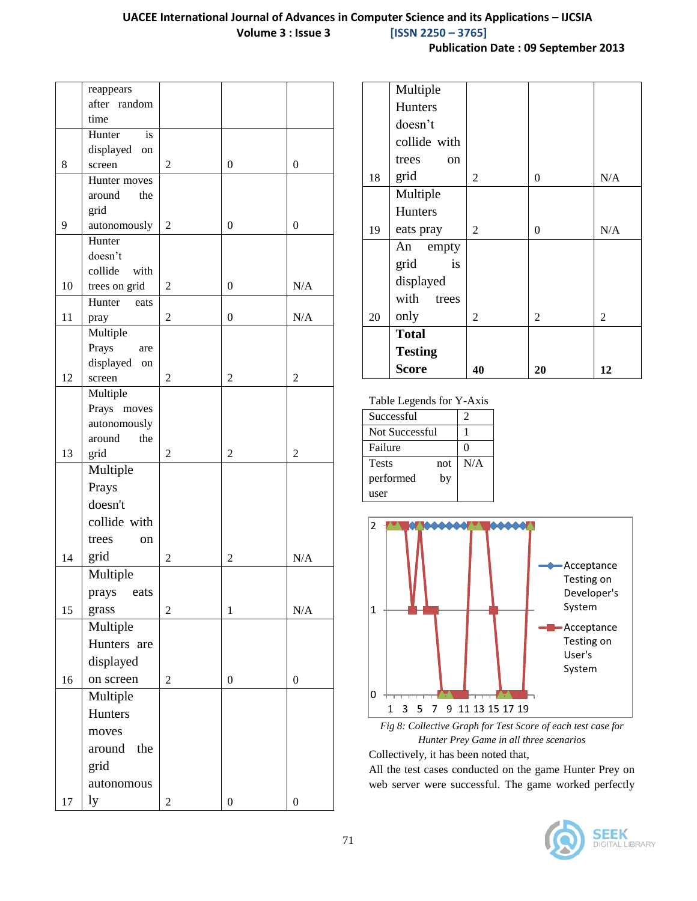| | | | | |
|---|---|---|---|---|
| | reappears after random time | | | |
| 8 | Hunter is displayed on screen | 2 | 0 | 0 |
| 9 | Hunter moves around the grid autonomously | 2 | 0 | 0 |
| 10 | Hunter doesn't collide with trees on grid | 2 | 0 | N/A |
| 11 | Hunter eats pray | 2 | 0 | N/A |
| 12 | Multiple Prays are displayed on screen | 2 | 2 | 2 |
| 13 | Multiple Prays moves autonomously around the grid | 2 | 2 | 2 |
| 14 | Multiple Prays doesn't collide with trees on grid | 2 | 2 | N/A |
| 15 | Multiple prays eats grass | 2 | 1 | N/A |
| 16 | Multiple Hunters are displayed on screen | 2 | 0 | 0 |
| 17 | Multiple Hunters moves around the grid autonomously | 2 | 0 | 0 |
| 18 | Multiple Hunters doesn't collide with trees on grid | 2 | 0 | N/A |
| 19 | Multiple Hunters eats pray | 2 | 0 | N/A |
| 20 | An empty grid is displayed with trees only | 2 | 2 | 2 |
| | **Total Testing Score** | **40** | **20** | **12** |

Table Legends for Y-Axis

| | |
|---|---|
| Successful | 2 |
| Not Successful | 1 |
| Failure | 0 |
| Tests not performed by user | N/A |

*Fig 8: Collective Graph for Test Score of each test case for Hunter Prey Game in all three scenarios*

Collectively, it has been noted that,

All the test cases conducted on the game Hunter Prey on web server were successful. The game worked perfectly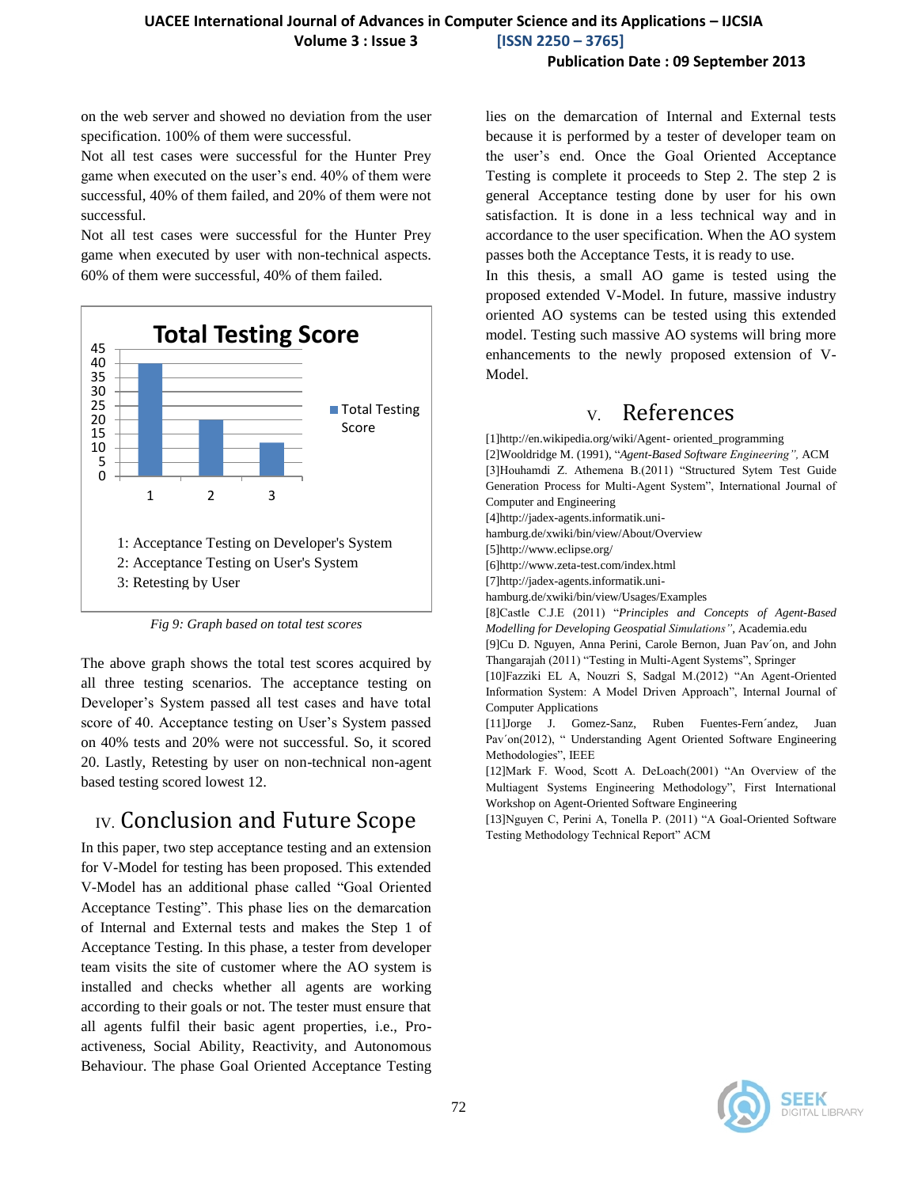on the web server and showed no deviation from the user specification. 100% of them were successful.

Not all test cases were successful for the Hunter Prey game when executed on the user's end. 40% of them were successful, 40% of them failed, and 20% of them were not successful.

Not all test cases were successful for the Hunter Prey game when executed by user with non-technical aspects. 60% of them were successful, 40% of them failed.

Total Testing Score

45
40
35
30
25
20
15
10
5
0

1 2 3

Total Testing Score

1: Acceptance Testing on Developer's System
2: Acceptance Testing on User's System
3: Retesting by User

*Fig 9: Graph based on total test scores*

The above graph shows the total test scores acquired by all three testing scenarios. The acceptance testing on Developer's System passed all test cases and have total score of 40. Acceptance testing on User's System passed on 40% tests and 20% were not successful. So, it scored 20. Lastly, Retesting by user on non-technical non-agent based testing scored lowest 12.

## IV. Conclusion and Future Scope

In this paper, two step acceptance testing and an extension for V-Model for testing has been proposed. This extended V-Model has an additional phase called "Goal Oriented Acceptance Testing". This phase lies on the demarcation of Internal and External tests and makes the Step 1 of Acceptance Testing. In this phase, a tester from developer team visits the site of customer where the AO system is installed and checks whether all agents are working according to their goals or not. The tester must ensure that all agents fulfil their basic agent properties, i.e., Pro-activeness, Social Ability, Reactivity, and Autonomous Behaviour. The phase Goal Oriented Acceptance Testing lies on the demarcation of Internal and External tests because it is performed by a tester of developer team on the user's end. Once the Goal Oriented Acceptance Testing is complete it proceeds to Step 2. The step 2 is general Acceptance testing done by user for his own satisfaction. It is done in a less technical way and in accordance to the user specification. When the AO system passes both the Acceptance Tests, it is ready to use.

In this thesis, a small AO game is tested using the proposed extended V-Model. In future, massive industry oriented AO systems can be tested using this extended model. Testing such massive AO systems will bring more enhancements to the newly proposed extension of V-Model.

## V. References

[1]http://en.wikipedia.org/wiki/Agent- oriented_programming

[2]Wooldridge M. (1991), "*Agent-Based Software Engineering*", ACM

[3]Houhamdi Z. Athemena B.(2011) "Structured Sytem Test Guide Generation Process for Multi-Agent System", International Journal of Computer and Engineering

[4]http://jadex-agents.informatik.uni-hamburg.de/xwiki/bin/view/About/Overview

[5]http://www.eclipse.org/

[6]http://www.zeta-test.com/index.html

[7]http://jadex-agents.informatik.uni-hamburg.de/xwiki/bin/view/Usages/Examples

[8]Castle C.J.E (2011) "*Principles and Concepts of Agent-Based Modelling for Developing Geospatial Simulations*", Academia.edu

[9]Cu D. Nguyen, Anna Perini, Carole Bernon, Juan Pav´on, and John Thangarajah (2011) "Testing in Multi-Agent Systems", Springer

[10]Fazziki EL A, Nouzri S, Sadgal M.(2012) "An Agent-Oriented Information System: A Model Driven Approach", Internal Journal of Computer Applications

[11]Jorge J. Gomez-Sanz, Ruben Fuentes-Fern´andez, Juan Pav´on(2012), " Understanding Agent Oriented Software Engineering Methodologies", IEEE

[12]Mark F. Wood, Scott A. DeLoach(2001) "An Overview of the Multiagent Systems Engineering Methodology", First International Workshop on Agent-Oriented Software Engineering

[13]Nguyen C, Perini A, Tonella P. (2011) "A Goal-Oriented Software Testing Methodology Technical Report" ACM